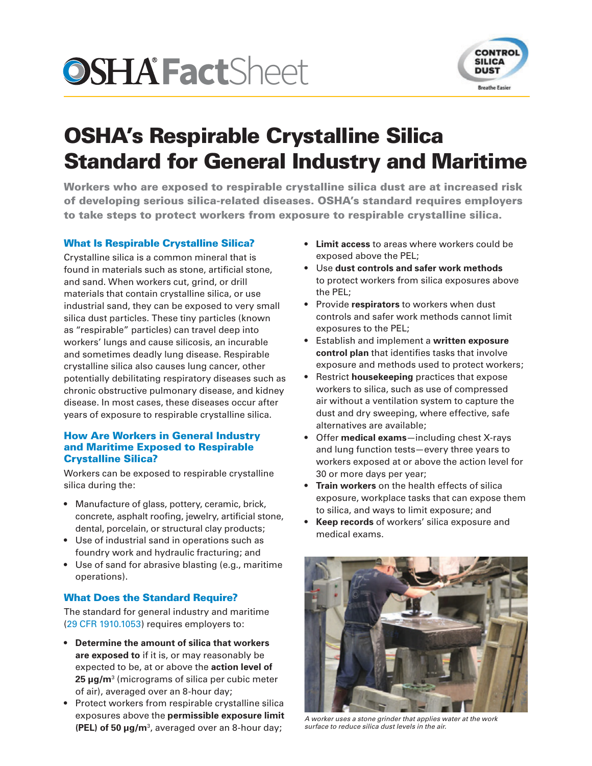# OSHA FactSheet

# OSHA's Respirable Crystalline Silica Standard for General Industry and Maritime

**Workers who are exposed to respirable crystalline silica dust are at increased risk of developing serious silica-related diseases. OSHA's standard requires employers to take steps to protect workers from exposure to respirable crystalline silica.**

## What Is Respirable Crystalline Silica?

Crystalline silica is a common mineral that is found in materials such as stone, artificial stone, and sand. When workers cut, grind, or drill materials that contain crystalline silica, or use industrial sand, they can be exposed to very small silica dust particles. These tiny particles (known as "respirable" particles) can travel deep into workers' lungs and cause silicosis, an incurable and sometimes deadly lung disease. Respirable crystalline silica also causes lung cancer, other potentially debilitating respiratory diseases such as chronic obstructive pulmonary disease, and kidney disease. In most cases, these diseases occur after years of exposure to respirable crystalline silica.

## How Are Workers in General Industry and Maritime Exposed to Respirable Crystalline Silica?

Workers can be exposed to respirable crystalline silica during the:

- Manufacture of glass, pottery, ceramic, brick, concrete, asphalt roofing, jewelry, artificial stone, dental, porcelain, or structural clay products;
- Use of industrial sand in operations such as foundry work and hydraulic fracturing; and
- Use of sand for abrasive blasting (e.g., maritime operations).

## What Does the Standard Require?

The standard for general industry and maritime (29 CFR 1910.1053) requires employers to:

- **Determine the amount of silica that workers are exposed to** if it is, or may reasonably be expected to be, at or above the **action level of 25 μg/m³** (micrograms of silica per cubic meter of air), averaged over an 8-hour day;
- Protect workers from respirable crystalline silica exposures above the **permissible exposure limit (PEL) of 50 μg/m³**, averaged over an 8-hour day;
- **Limit access** to areas where workers could be exposed above the PEL;
- Use **dust controls and safer work methods** to protect workers from silica exposures above the PEL;
- Provide **respirators** to workers when dust controls and safer work methods cannot limit exposures to the PEL;
- Establish and implement a **written exposure control plan** that identifies tasks that involve exposure and methods used to protect workers;
- Restrict **housekeeping** practices that expose workers to silica, such as use of compressed air without a ventilation system to capture the dust and dry sweeping, where effective, safe alternatives are available;
- Offer **medical exams**—including chest X-rays and lung function tests—every three years to workers exposed at or above the action level for 30 or more days per year;
- **Train workers** on the health effects of silica exposure, workplace tasks that can expose them to silica, and ways to limit exposure; and
- **Keep records** of workers' silica exposure and medical exams.

*A worker uses a stone grinder that applies water at the work surface to reduce silica dust levels in the air.*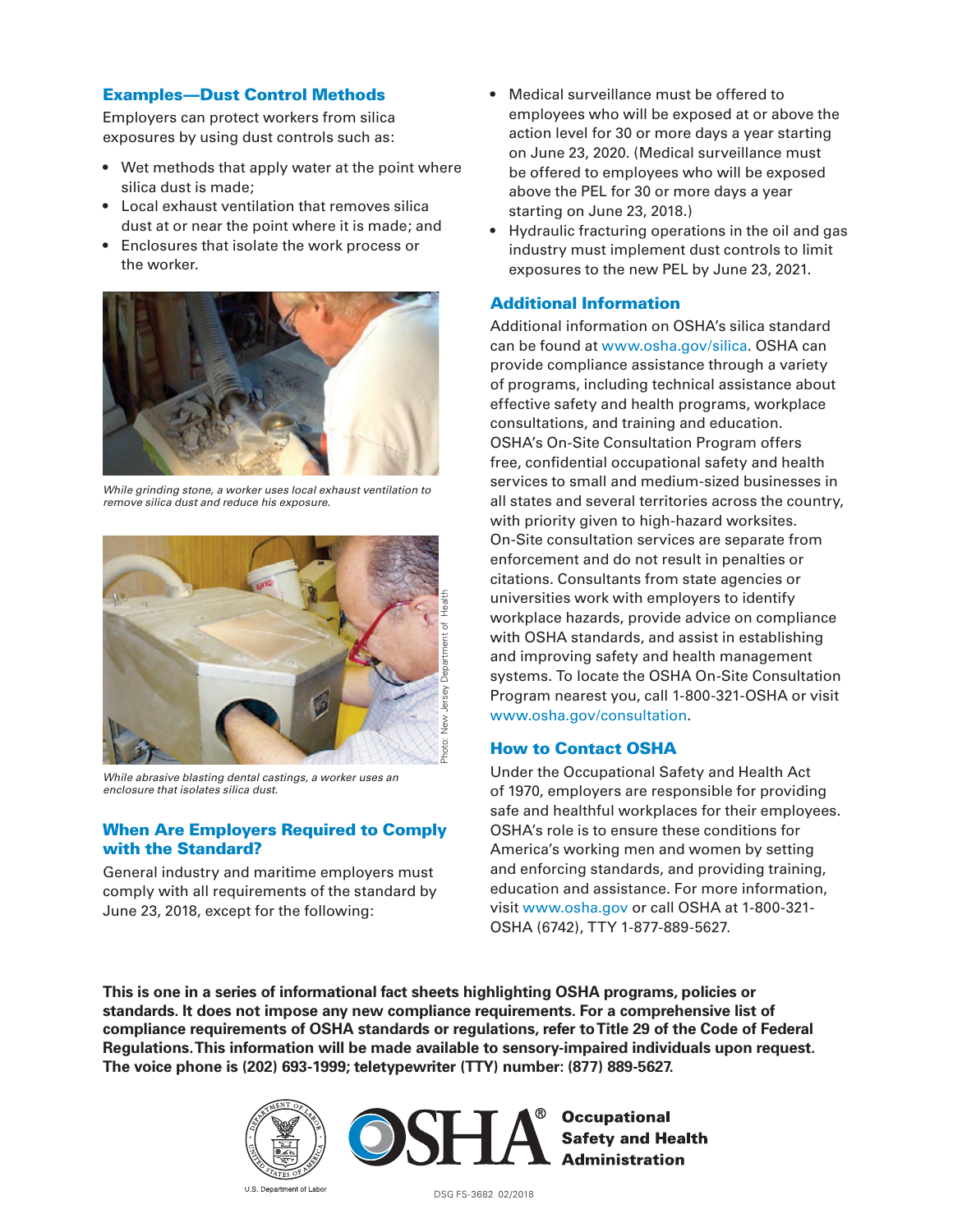## Examples—Dust Control Methods

Employers can protect workers from silica exposures by using dust controls such as:

- Wet methods that apply water at the point where silica dust is made;
- Local exhaust ventilation that removes silica dust at or near the point where it is made; and
- Enclosures that isolate the work process or the worker.

*While grinding stone, a worker uses local exhaust ventilation to remove silica dust and reduce his exposure.*

Photo: New Jersey Department of Health

*While abrasive blasting dental castings, a worker uses an enclosure that isolates silica dust.*

## When Are Employers Required to Comply with the Standard?

General industry and maritime employers must comply with all requirements of the standard by June 23, 2018, except for the following:

- Medical surveillance must be offered to employees who will be exposed at or above the action level for 30 or more days a year starting on June 23, 2020. (Medical surveillance must be offered to employees who will be exposed above the PEL for 30 or more days a year starting on June 23, 2018.)
- Hydraulic fracturing operations in the oil and gas industry must implement dust controls to limit exposures to the new PEL by June 23, 2021.

## Additional Information

Additional information on OSHA's silica standard can be found at www.osha.gov/silica. OSHA can provide compliance assistance through a variety of programs, including technical assistance about effective safety and health programs, workplace consultations, and training and education. OSHA's On-Site Consultation Program offers free, confidential occupational safety and health services to small and medium-sized businesses in all states and several territories across the country, with priority given to high-hazard worksites. On-Site consultation services are separate from enforcement and do not result in penalties or citations. Consultants from state agencies or universities work with employers to identify workplace hazards, provide advice on compliance with OSHA standards, and assist in establishing and improving safety and health management systems. To locate the OSHA On-Site Consultation Program nearest you, call 1-800-321-OSHA or visit www.osha.gov/consultation.

## How to Contact OSHA

Under the Occupational Safety and Health Act of 1970, employers are responsible for providing safe and healthful workplaces for their employees. OSHA's role is to ensure these conditions for America's working men and women by setting and enforcing standards, and providing training, education and assistance. For more information, visit www.osha.gov or call OSHA at 1-800-321-OSHA (6742), TTY 1-877-889-5627.

**This is one in a series of informational fact sheets highlighting OSHA programs, policies or standards. It does not impose any new compliance requirements. For a comprehensive list of compliance requirements of OSHA standards or regulations, refer to Title 29 of the Code of Federal Regulations. This information will be made available to sensory-impaired individuals upon request. The voice phone is (202) 693-1999; teletypewriter (TTY) number: (877) 889-5627.**

U.S. Department of Labor

OSHA® Occupational Safety and Health Administration

DSG FS-3682 02/2018